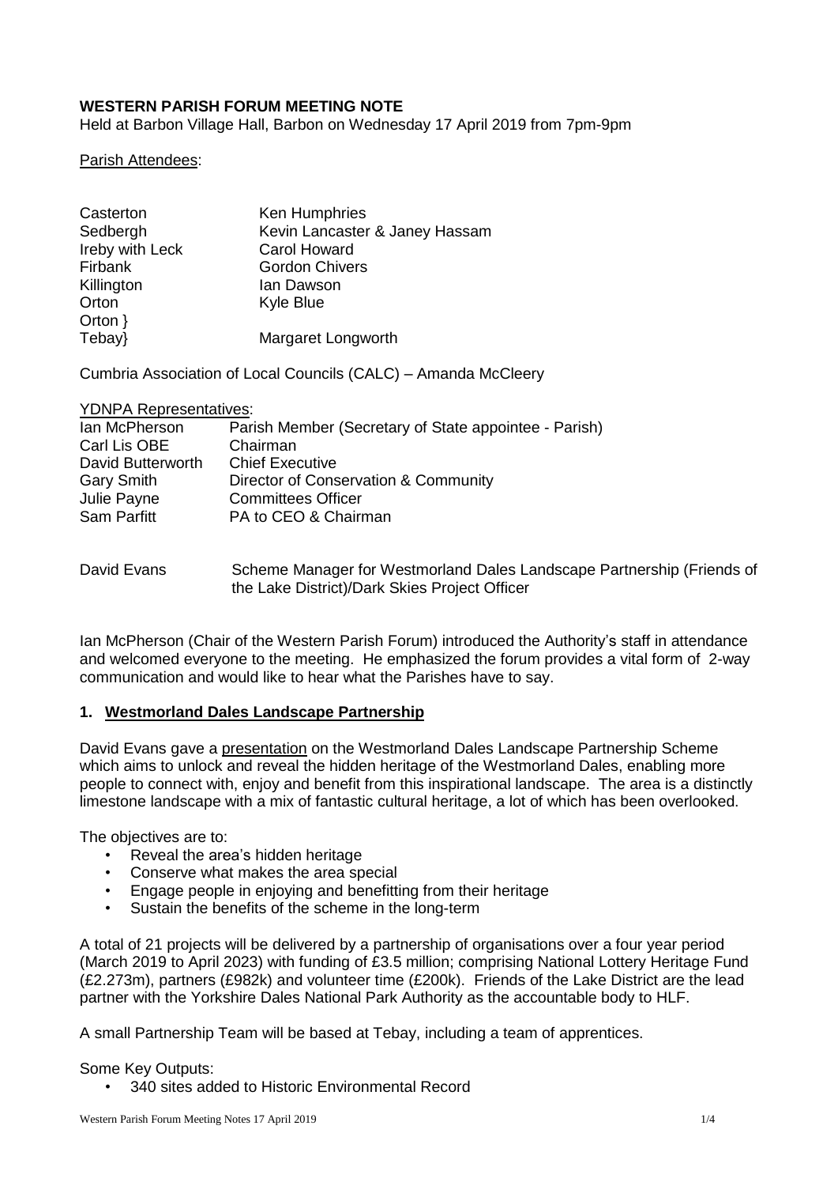**WESTERN PARISH FORUM MEETING NOTE**

Held at Barbon Village Hall, Barbon on Wednesday 17 April 2019 from 7pm-9pm

Parish Attendees:

| | |
|---|---|
| Casterton | Ken Humphries |
| Sedbergh | Kevin Lancaster & Janey Hassam |
| Ireby with Leck | Carol Howard |
| Firbank | Gordon Chivers |
| Killington | Ian Dawson |
| Orton | Kyle Blue |
| Orton }<br>Tebay} | Margaret Longworth |

Cumbria Association of Local Councils (CALC) – Amanda McCleery

YDNPA Representatives:

| | |
|---|---|
| Ian McPherson | Parish Member (Secretary of State appointee - Parish) |
| Carl Lis OBE | Chairman |
| David Butterworth | Chief Executive |
| Gary Smith | Director of Conservation & Community |
| Julie Payne | Committees Officer |
| Sam Parfitt | PA to CEO & Chairman |

| | |
|---|---|
| David Evans | Scheme Manager for Westmorland Dales Landscape Partnership (Friends of the Lake District)/Dark Skies Project Officer |

Ian McPherson (Chair of the Western Parish Forum) introduced the Authority's staff in attendance and welcomed everyone to the meeting. He emphasized the forum provides a vital form of 2-way communication and would like to hear what the Parishes have to say.

## 1. Westmorland Dales Landscape Partnership

David Evans gave a presentation on the Westmorland Dales Landscape Partnership Scheme which aims to unlock and reveal the hidden heritage of the Westmorland Dales, enabling more people to connect with, enjoy and benefit from this inspirational landscape. The area is a distinctly limestone landscape with a mix of fantastic cultural heritage, a lot of which has been overlooked.

The objectives are to:

- Reveal the area's hidden heritage
- Conserve what makes the area special
- Engage people in enjoying and benefitting from their heritage
- Sustain the benefits of the scheme in the long-term

A total of 21 projects will be delivered by a partnership of organisations over a four year period (March 2019 to April 2023) with funding of £3.5 million; comprising National Lottery Heritage Fund (£2.273m), partners (£982k) and volunteer time (£200k). Friends of the Lake District are the lead partner with the Yorkshire Dales National Park Authority as the accountable body to HLF.

A small Partnership Team will be based at Tebay, including a team of apprentices.

Some Key Outputs:

- 340 sites added to Historic Environmental Record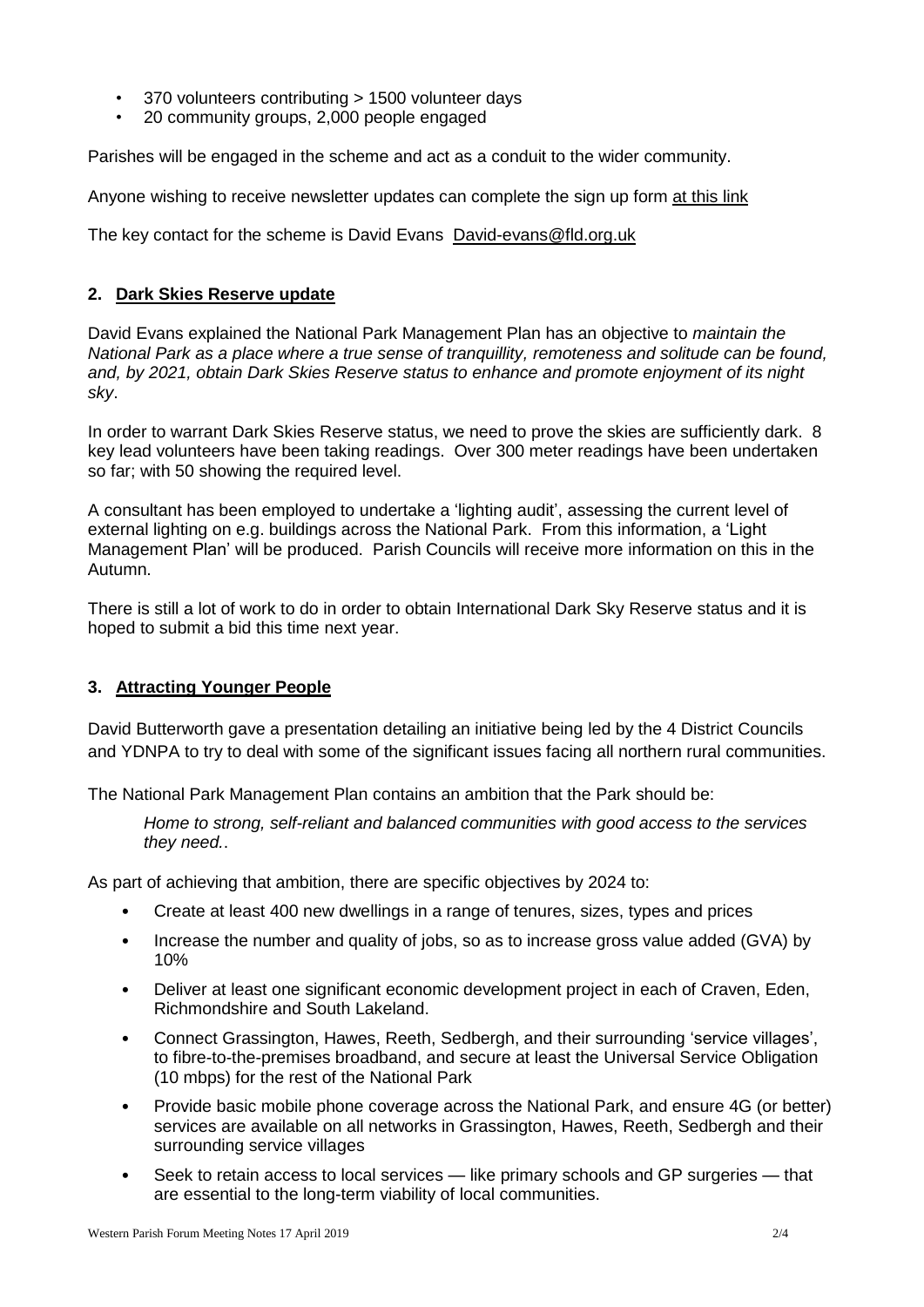- 370 volunteers contributing > 1500 volunteer days
- 20 community groups, 2,000 people engaged

Parishes will be engaged in the scheme and act as a conduit to the wider community.

Anyone wishing to receive newsletter updates can complete the sign up form at this link

The key contact for the scheme is David Evans David-evans@fld.org.uk

## 2. Dark Skies Reserve update

David Evans explained the National Park Management Plan has an objective to *maintain the National Park as a place where a true sense of tranquillity, remoteness and solitude can be found, and, by 2021, obtain Dark Skies Reserve status to enhance and promote enjoyment of its night sky*.

In order to warrant Dark Skies Reserve status, we need to prove the skies are sufficiently dark. 8 key lead volunteers have been taking readings. Over 300 meter readings have been undertaken so far; with 50 showing the required level.

A consultant has been employed to undertake a 'lighting audit', assessing the current level of external lighting on e.g. buildings across the National Park. From this information, a 'Light Management Plan' will be produced. Parish Councils will receive more information on this in the Autumn.

There is still a lot of work to do in order to obtain International Dark Sky Reserve status and it is hoped to submit a bid this time next year.

## 3. Attracting Younger People

David Butterworth gave a presentation detailing an initiative being led by the 4 District Councils and YDNPA to try to deal with some of the significant issues facing all northern rural communities.

The National Park Management Plan contains an ambition that the Park should be:

> *Home to strong, self-reliant and balanced communities with good access to the services they need.*.

As part of achieving that ambition, there are specific objectives by 2024 to:

- Create at least 400 new dwellings in a range of tenures, sizes, types and prices
- Increase the number and quality of jobs, so as to increase gross value added (GVA) by 10%
- Deliver at least one significant economic development project in each of Craven, Eden, Richmondshire and South Lakeland.
- Connect Grassington, Hawes, Reeth, Sedbergh, and their surrounding 'service villages', to fibre-to-the-premises broadband, and secure at least the Universal Service Obligation (10 mbps) for the rest of the National Park
- Provide basic mobile phone coverage across the National Park, and ensure 4G (or better) services are available on all networks in Grassington, Hawes, Reeth, Sedbergh and their surrounding service villages
- Seek to retain access to local services — like primary schools and GP surgeries — that are essential to the long-term viability of local communities.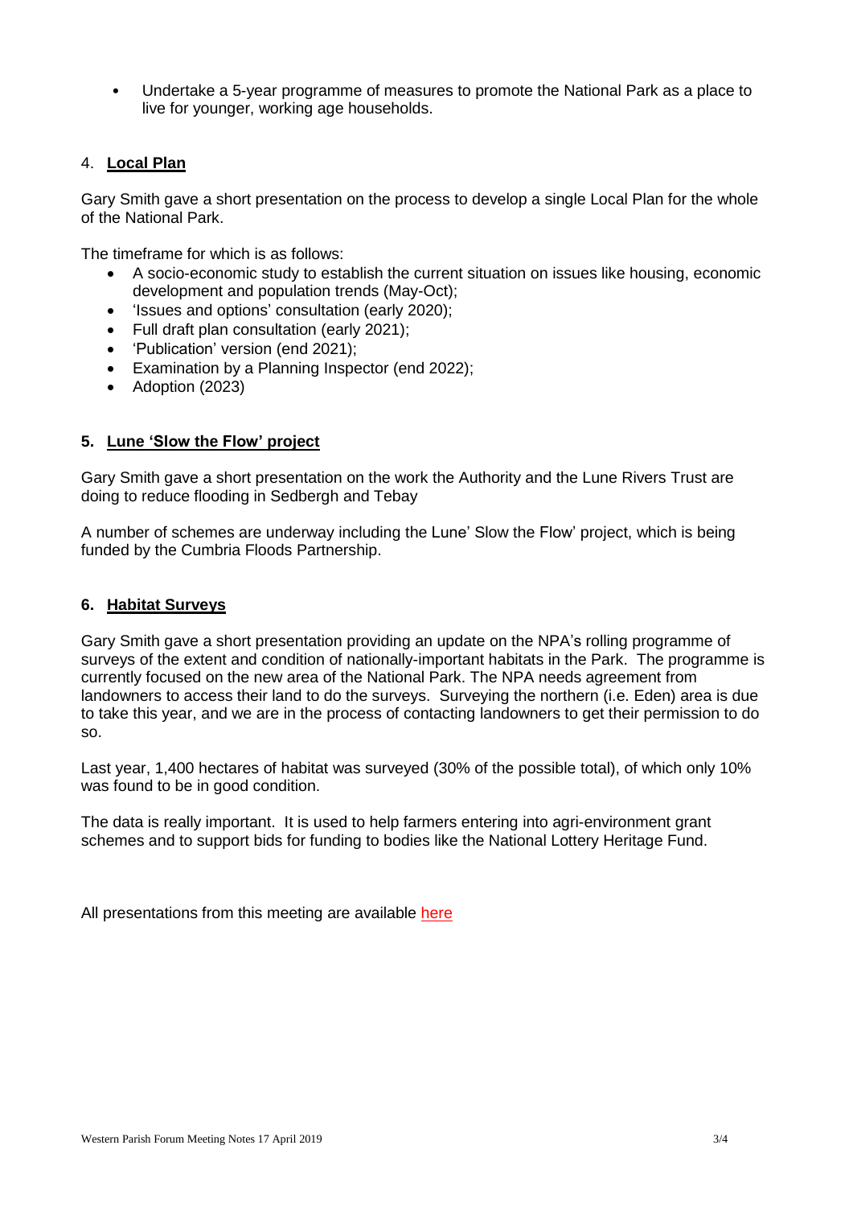- Undertake a 5-year programme of measures to promote the National Park as a place to live for younger, working age households.

## 4. **Local Plan**

Gary Smith gave a short presentation on the process to develop a single Local Plan for the whole of the National Park.

The timeframe for which is as follows:

- A socio-economic study to establish the current situation on issues like housing, economic development and population trends (May-Oct);
- 'Issues and options' consultation (early 2020);
- Full draft plan consultation (early 2021);
- 'Publication' version (end 2021);
- Examination by a Planning Inspector (end 2022);
- Adoption (2023)

## 5. **Lune 'Slow the Flow' project**

Gary Smith gave a short presentation on the work the Authority and the Lune Rivers Trust are doing to reduce flooding in Sedbergh and Tebay

A number of schemes are underway including the Lune' Slow the Flow' project, which is being funded by the Cumbria Floods Partnership.

## 6. **Habitat Surveys**

Gary Smith gave a short presentation providing an update on the NPA's rolling programme of surveys of the extent and condition of nationally-important habitats in the Park. The programme is currently focused on the new area of the National Park. The NPA needs agreement from landowners to access their land to do the surveys. Surveying the northern (i.e. Eden) area is due to take this year, and we are in the process of contacting landowners to get their permission to do so.

Last year, 1,400 hectares of habitat was surveyed (30% of the possible total), of which only 10% was found to be in good condition.

The data is really important. It is used to help farmers entering into agri-environment grant schemes and to support bids for funding to bodies like the National Lottery Heritage Fund.

All presentations from this meeting are available here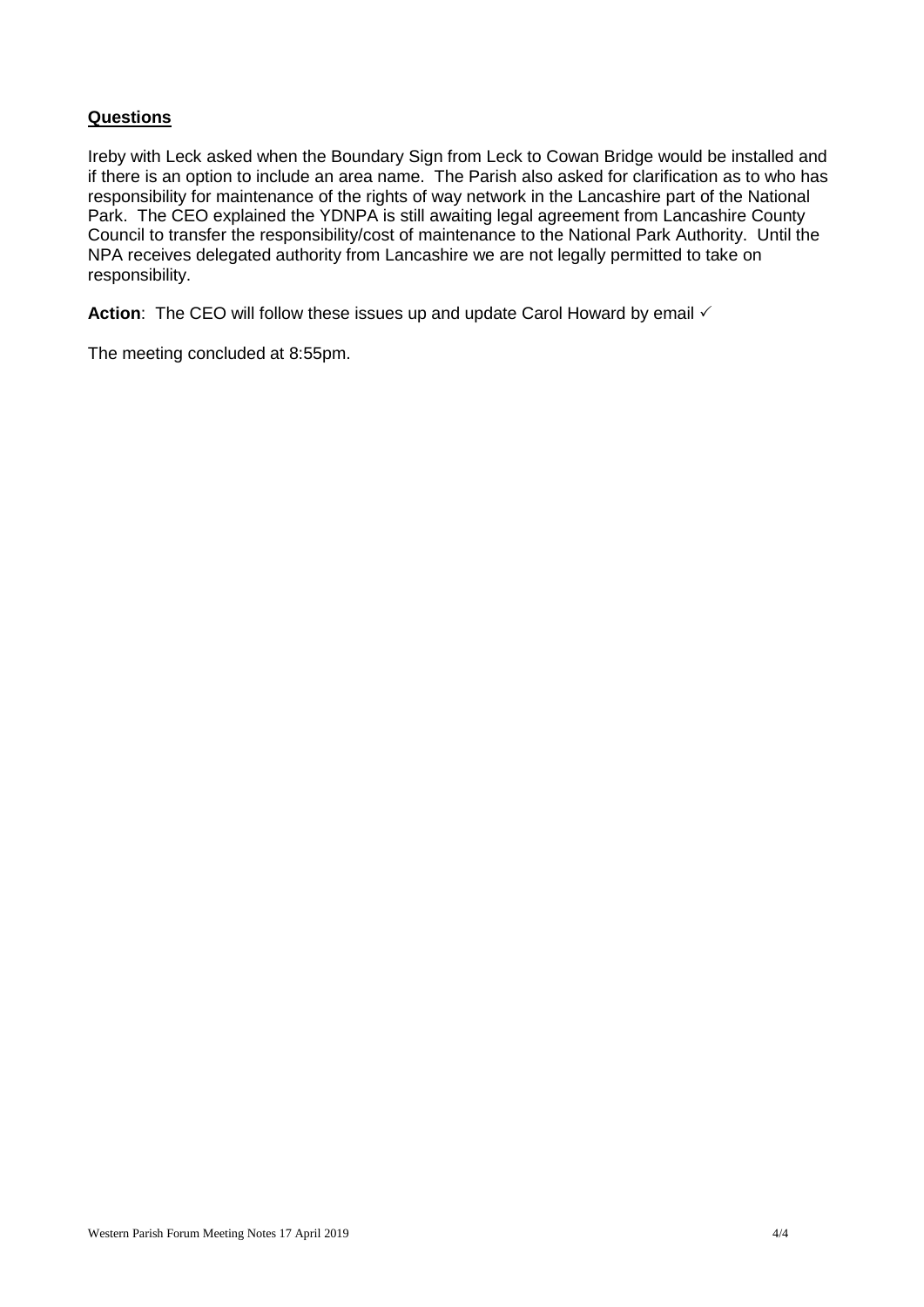**Questions**

Ireby with Leck asked when the Boundary Sign from Leck to Cowan Bridge would be installed and if there is an option to include an area name. The Parish also asked for clarification as to who has responsibility for maintenance of the rights of way network in the Lancashire part of the National Park. The CEO explained the YDNPA is still awaiting legal agreement from Lancashire County Council to transfer the responsibility/cost of maintenance to the National Park Authority. Until the NPA receives delegated authority from Lancashire we are not legally permitted to take on responsibility.

**Action**: The CEO will follow these issues up and update Carol Howard by email ✓

The meeting concluded at 8:55pm.